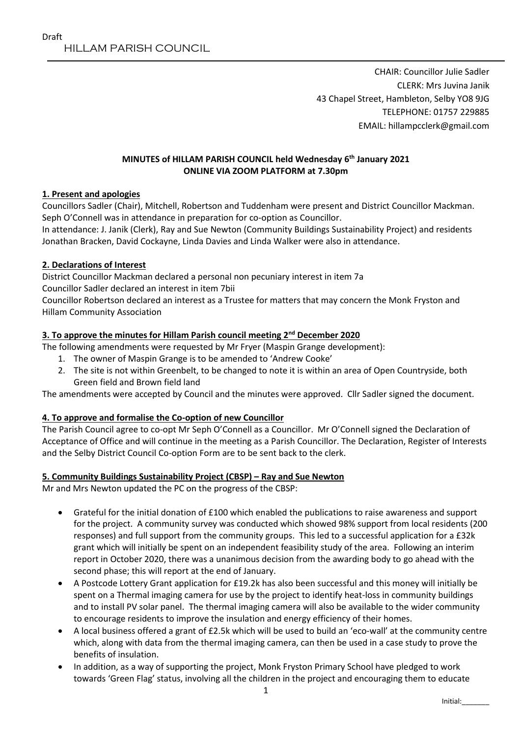Draft

HILLAM PARISH COUNCIL

CHAIR: Councillor Julie Sadler
CLERK: Mrs Juvina Janik
43 Chapel Street, Hambleton, Selby YO8 9JG
TELEPHONE: 01757 229885
EMAIL: hillampcclerk@gmail.com

**MINUTES of HILLAM PARISH COUNCIL held Wednesday 6th January 2021**
**ONLINE VIA ZOOM PLATFORM at 7.30pm**

**1. Present and apologies**

Councillors Sadler (Chair), Mitchell, Robertson and Tuddenham were present and District Councillor Mackman. Seph O'Connell was in attendance in preparation for co-option as Councillor.

In attendance: J. Janik (Clerk), Ray and Sue Newton (Community Buildings Sustainability Project) and residents Jonathan Bracken, David Cockayne, Linda Davies and Linda Walker were also in attendance.

**2. Declarations of Interest**

District Councillor Mackman declared a personal non pecuniary interest in item 7a

Councillor Sadler declared an interest in item 7bii

Councillor Robertson declared an interest as a Trustee for matters that may concern the Monk Fryston and Hillam Community Association

**3. To approve the minutes for Hillam Parish council meeting 2nd December 2020**

The following amendments were requested by Mr Fryer (Maspin Grange development):

1. The owner of Maspin Grange is to be amended to 'Andrew Cooke'
2. The site is not within Greenbelt, to be changed to note it is within an area of Open Countryside, both Green field and Brown field land

The amendments were accepted by Council and the minutes were approved. Cllr Sadler signed the document.

**4. To approve and formalise the Co-option of new Councillor**

The Parish Council agree to co-opt Mr Seph O'Connell as a Councillor. Mr O'Connell signed the Declaration of Acceptance of Office and will continue in the meeting as a Parish Councillor. The Declaration, Register of Interests and the Selby District Council Co-option Form are to be sent back to the clerk.

**5. Community Buildings Sustainability Project (CBSP) – Ray and Sue Newton**

Mr and Mrs Newton updated the PC on the progress of the CBSP:

- Grateful for the initial donation of £100 which enabled the publications to raise awareness and support for the project. A community survey was conducted which showed 98% support from local residents (200 responses) and full support from the community groups. This led to a successful application for a £32k grant which will initially be spent on an independent feasibility study of the area. Following an interim report in October 2020, there was a unanimous decision from the awarding body to go ahead with the second phase; this will report at the end of January.
- A Postcode Lottery Grant application for £19.2k has also been successful and this money will initially be spent on a Thermal imaging camera for use by the project to identify heat-loss in community buildings and to install PV solar panel. The thermal imaging camera will also be available to the wider community to encourage residents to improve the insulation and energy efficiency of their homes.
- A local business offered a grant of £2.5k which will be used to build an 'eco-wall' at the community centre which, along with data from the thermal imaging camera, can then be used in a case study to prove the benefits of insulation.
- In addition, as a way of supporting the project, Monk Fryston Primary School have pledged to work towards 'Green Flag' status, involving all the children in the project and encouraging them to educate

Initial:_______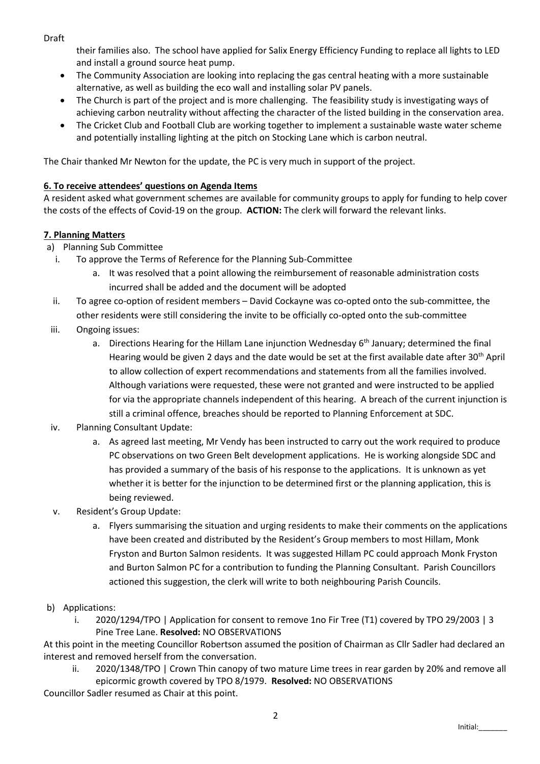Draft

their families also. The school have applied for Salix Energy Efficiency Funding to replace all lights to LED and install a ground source heat pump.

- The Community Association are looking into replacing the gas central heating with a more sustainable alternative, as well as building the eco wall and installing solar PV panels.
- The Church is part of the project and is more challenging. The feasibility study is investigating ways of achieving carbon neutrality without affecting the character of the listed building in the conservation area.
- The Cricket Club and Football Club are working together to implement a sustainable waste water scheme and potentially installing lighting at the pitch on Stocking Lane which is carbon neutral.

The Chair thanked Mr Newton for the update, the PC is very much in support of the project.

**6. To receive attendees' questions on Agenda Items**

A resident asked what government schemes are available for community groups to apply for funding to help cover the costs of the effects of Covid-19 on the group. **ACTION:** The clerk will forward the relevant links.

**7. Planning Matters**

a) Planning Sub Committee

i. To approve the Terms of Reference for the Planning Sub-Committee

a. It was resolved that a point allowing the reimbursement of reasonable administration costs incurred shall be added and the document will be adopted

ii. To agree co-option of resident members – David Cockayne was co-opted onto the sub-committee, the other residents were still considering the invite to be officially co-opted onto the sub-committee

iii. Ongoing issues:

a. Directions Hearing for the Hillam Lane injunction Wednesday 6th January; determined the final Hearing would be given 2 days and the date would be set at the first available date after 30th April to allow collection of expert recommendations and statements from all the families involved. Although variations were requested, these were not granted and were instructed to be applied for via the appropriate channels independent of this hearing. A breach of the current injunction is still a criminal offence, breaches should be reported to Planning Enforcement at SDC.

iv. Planning Consultant Update:

a. As agreed last meeting, Mr Vendy has been instructed to carry out the work required to produce PC observations on two Green Belt development applications. He is working alongside SDC and has provided a summary of the basis of his response to the applications. It is unknown as yet whether it is better for the injunction to be determined first or the planning application, this is being reviewed.

v. Resident's Group Update:

a. Flyers summarising the situation and urging residents to make their comments on the applications have been created and distributed by the Resident's Group members to most Hillam, Monk Fryston and Burton Salmon residents. It was suggested Hillam PC could approach Monk Fryston and Burton Salmon PC for a contribution to funding the Planning Consultant. Parish Councillors actioned this suggestion, the clerk will write to both neighbouring Parish Councils.

b) Applications:

i. 2020/1294/TPO | Application for consent to remove 1no Fir Tree (T1) covered by TPO 29/2003 | 3 Pine Tree Lane. **Resolved:** NO OBSERVATIONS

At this point in the meeting Councillor Robertson assumed the position of Chairman as Cllr Sadler had declared an interest and removed herself from the conversation.

ii. 2020/1348/TPO | Crown Thin canopy of two mature Lime trees in rear garden by 20% and remove all epicormic growth covered by TPO 8/1979. **Resolved:** NO OBSERVATIONS

Councillor Sadler resumed as Chair at this point.

Initial:_______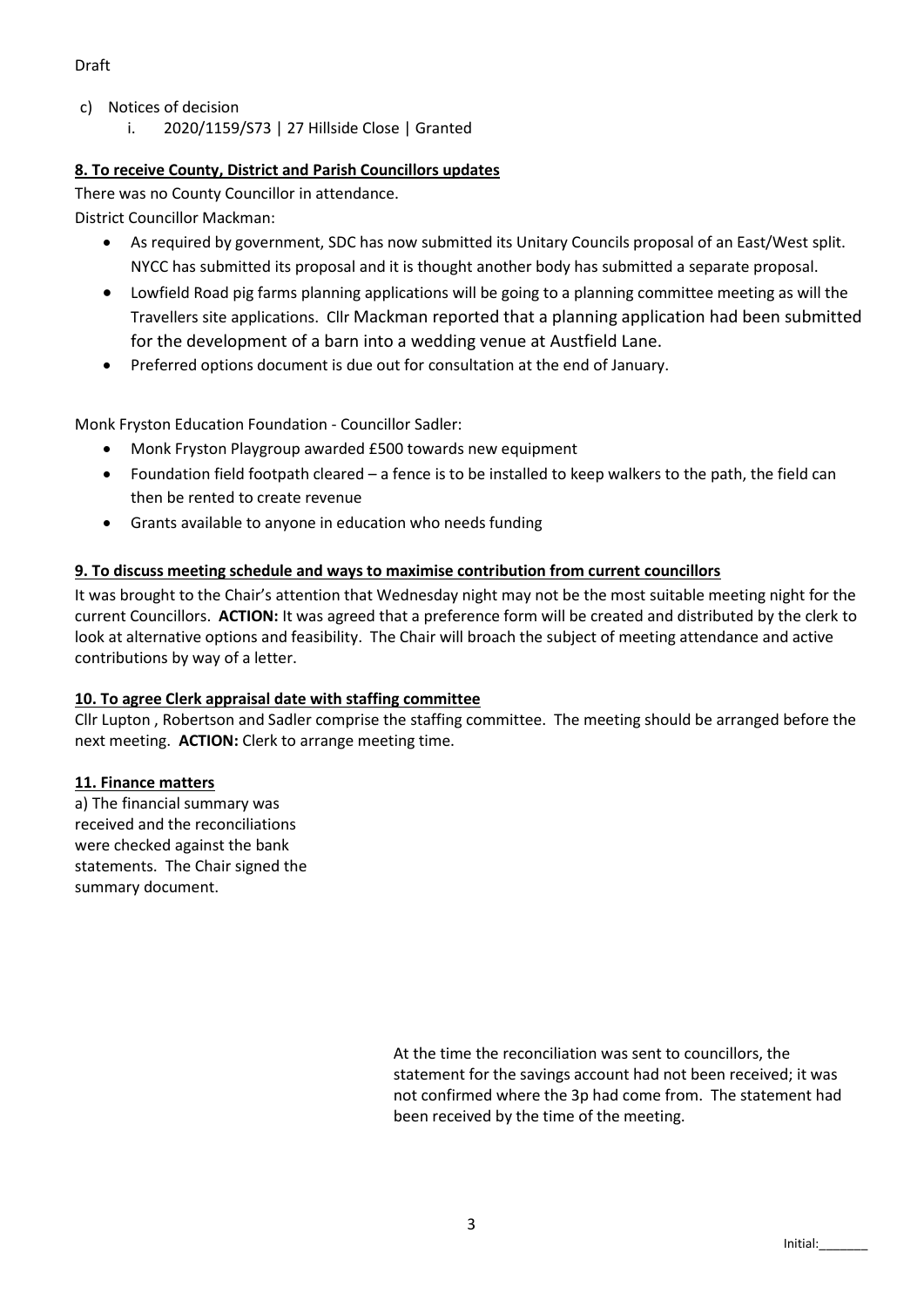Draft

c) Notices of decision
   i. 2020/1159/S73 | 27 Hillside Close | Granted

**8. To receive County, District and Parish Councillors updates**

There was no County Councillor in attendance.

District Councillor Mackman:

- As required by government, SDC has now submitted its Unitary Councils proposal of an East/West split. NYCC has submitted its proposal and it is thought another body has submitted a separate proposal.
- Lowfield Road pig farms planning applications will be going to a planning committee meeting as will the Travellers site applications. Cllr Mackman reported that a planning application had been submitted for the development of a barn into a wedding venue at Austfield Lane.
- Preferred options document is due out for consultation at the end of January.

Monk Fryston Education Foundation - Councillor Sadler:

- Monk Fryston Playgroup awarded £500 towards new equipment
- Foundation field footpath cleared – a fence is to be installed to keep walkers to the path, the field can then be rented to create revenue
- Grants available to anyone in education who needs funding

**9. To discuss meeting schedule and ways to maximise contribution from current councillors**

It was brought to the Chair's attention that Wednesday night may not be the most suitable meeting night for the current Councillors. **ACTION:** It was agreed that a preference form will be created and distributed by the clerk to look at alternative options and feasibility. The Chair will broach the subject of meeting attendance and active contributions by way of a letter.

**10. To agree Clerk appraisal date with staffing committee**

Cllr Lupton , Robertson and Sadler comprise the staffing committee. The meeting should be arranged before the next meeting. **ACTION:** Clerk to arrange meeting time.

**11. Finance matters**

a) The financial summary was received and the reconciliations were checked against the bank statements. The Chair signed the summary document.

At the time the reconciliation was sent to councillors, the statement for the savings account had not been received; it was not confirmed where the 3p had come from. The statement had been received by the time of the meeting.

Initial:_______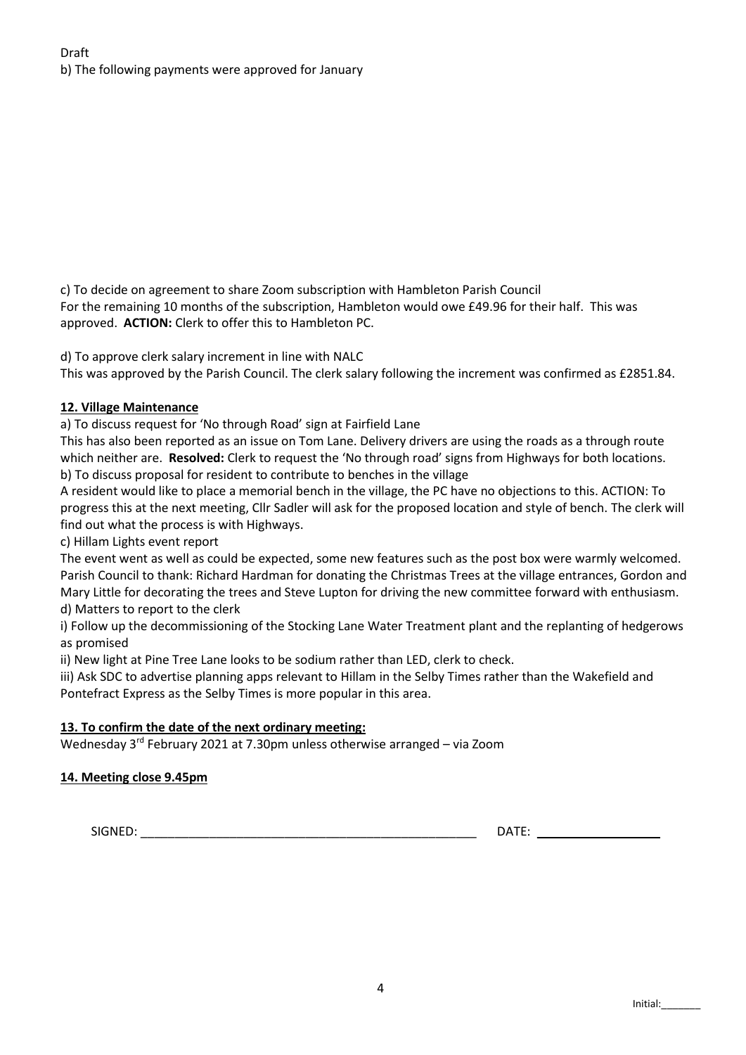Draft

b) The following payments were approved for January

c) To decide on agreement to share Zoom subscription with Hambleton Parish Council

For the remaining 10 months of the subscription, Hambleton would owe £49.96 for their half. This was approved. **ACTION:** Clerk to offer this to Hambleton PC.

d) To approve clerk salary increment in line with NALC

This was approved by the Parish Council. The clerk salary following the increment was confirmed as £2851.84.

## **12. Village Maintenance**

a) To discuss request for 'No through Road' sign at Fairfield Lane

This has also been reported as an issue on Tom Lane. Delivery drivers are using the roads as a through route which neither are. **Resolved:** Clerk to request the 'No through road' signs from Highways for both locations.

b) To discuss proposal for resident to contribute to benches in the village

A resident would like to place a memorial bench in the village, the PC have no objections to this. ACTION: To progress this at the next meeting, Cllr Sadler will ask for the proposed location and style of bench. The clerk will find out what the process is with Highways.

c) Hillam Lights event report

The event went as well as could be expected, some new features such as the post box were warmly welcomed. Parish Council to thank: Richard Hardman for donating the Christmas Trees at the village entrances, Gordon and Mary Little for decorating the trees and Steve Lupton for driving the new committee forward with enthusiasm.

d) Matters to report to the clerk

i) Follow up the decommissioning of the Stocking Lane Water Treatment plant and the replanting of hedgerows as promised

ii) New light at Pine Tree Lane looks to be sodium rather than LED, clerk to check.

iii) Ask SDC to advertise planning apps relevant to Hillam in the Selby Times rather than the Wakefield and Pontefract Express as the Selby Times is more popular in this area.

## **13. To confirm the date of the next ordinary meeting:**

Wednesday 3rd February 2021 at 7.30pm unless otherwise arranged – via Zoom

## **14. Meeting close 9.45pm**

SIGNED: ___________________________________________________ DATE: ___________________

Initial:_______